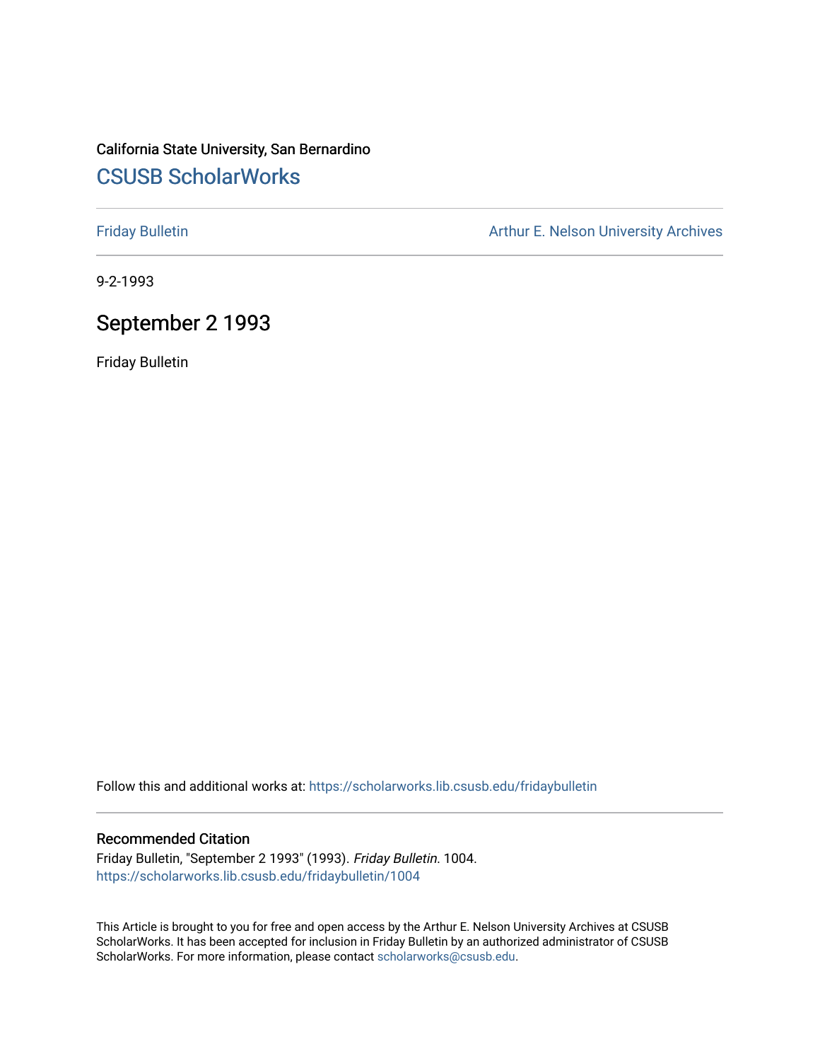California State University, San Bernardino

## CSUSB ScholarWorks

Friday Bulletin | Arthur E. Nelson University Archives

9-2-1993

# September 2 1993

Friday Bulletin

Follow this and additional works at: https://scholarworks.lib.csusb.edu/fridaybulletin

### Recommended Citation

Friday Bulletin, "September 2 1993" (1993). *Friday Bulletin*. 1004.
https://scholarworks.lib.csusb.edu/fridaybulletin/1004

This Article is brought to you for free and open access by the Arthur E. Nelson University Archives at CSUSB ScholarWorks. It has been accepted for inclusion in Friday Bulletin by an authorized administrator of CSUSB ScholarWorks. For more information, please contact scholarworks@csusb.edu.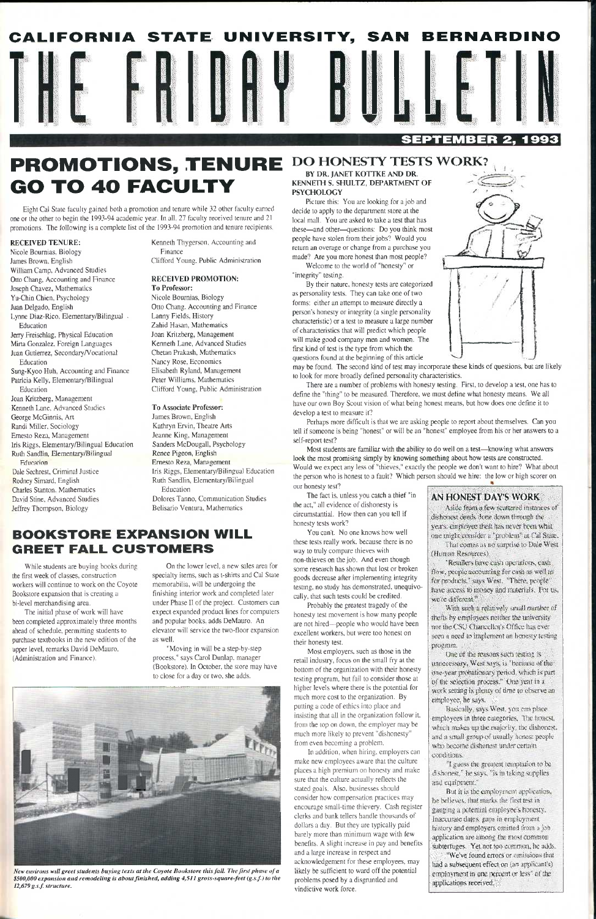# CALIFORNIA STATE UNIVERSITY, SAN BERNARDINO

# THE FRIDAY BULLETIN

**SEPTEMBER 2, 1993**

## PROMOTIONS, TENURE GO TO 40 FACULTY

Eight Cal State faculty gained both a promotion and tenure while 32 other faculty earned one or the other to begin the 1993-94 academic year. In all, 27 faculty received tenure and 21 promotions. The following is a complete list of the 1993-94 promotion and tenure recipients.

**RECEIVED TENURE:**

Nicole Bournias, Biology
James Brown, English
William Camp, Advanced Studies
Otto Chang, Accounting and Finance
Joseph Chavez, Mathematics
Yu-Chin Chien, Psychology
Juan Delgado, English
Lynne Diaz-Rico, Elementary/Bilingual Education
Jerry Freischlag, Physical Education
Mirta Gonzalez, Foreign Languages
Juan Gutierrez, Secondary/Vocational Education
Sung-Kyoo Huh, Accounting and Finance
Patricia Kelly, Elementary/Bilingual Education
Joan Kritzberg, Management
Kenneth Lane, Advanced Studies
George McGinnis, Art
Randi Miller, Sociology
Ernesto Reza, Management
Iris Riggs, Elementary/Bilingual Education
Ruth Sandlin, Elementary/Bilingual Education
Dale Sechrest, Criminal Justice
Rodney Simard, English
Charles Stanton, Mathematics
David Stine, Advanced Studies
Jeffrey Thompson, Biology
Kenneth Thygerson, Accounting and Finance
Clifford Young, Public Administration

**RECEIVED PROMOTION:**

**To Professor:**

Nicole Bournias, Biology
Otto Chang, Accounting and Finance
Lanny Fields, History
Zahid Hasan, Mathematics
Joan Kritzberg, Management
Kenneth Lane, Advanced Studies
Chetan Prakash, Mathematics
Nancy Rose, Economics
Elisabeth Ryland, Management
Peter Williams, Mathematics
Clifford Young, Public Administration

**To Associate Professor:**

James Brown, English
Kathryn Ervin, Theatre Arts
Jeanne King, Management
Sanders McDougall, Psychology
Renee Pigeon, English
Ernesto Reza, Management
Iris Riggs, Elementary/Bilingual Education
Ruth Sandlin, Elementary/Bilingual Education
Dolores Tanno, Communication Studies
Belisario Ventura, Mathematics

## BOOKSTORE EXPANSION WILL GREET FALL CUSTOMERS

While students are buying books during the first week of classes, construction workers will continue to work on the Coyote Bookstore expansion that is creating a bi-level merchandising area.

The initial phase of work will have been completed approximately three months ahead of schedule, permitting students to purchase textbooks in the new edition of the upper level, remarks David DeMauro, (Administration and Finance).

On the lower level, a new sales area for specialty items, such as t-shirts and Cal State memorabilia, will be undergoing the finishing interior work and completed later under Phase II of the project. Customers can expect expanded product lines for computers and popular books, adds DeMauro. An elevator will service the two-floor expansion as well.

"Moving in will be a step-by-step process," says Carol Dunlap, manager (Bookstore). In October, the store may have to close for a day or two, she adds.

*New environs will greet students buying texts at the Coyote Bookstore this fall. The first phase of a $500,000 expansion and remodeling is about finished, adding 4,511 gross-square-feet (g.s.f.) to the 12,679 g.s.f. structure.*

## DO HONESTY TESTS WORK?

**BY DR. JANET KOTTKE AND DR. KENNETH S. SHULTZ, DEPARTMENT OF PSYCHOLOGY**

Picture this: You are looking for a job and decide to apply to the department store at the local mall. You are asked to take a test that has these—and other—questions: Do you think most people have stolen from their jobs? Would you return an overage or change from a purchase you made? Are you more honest than most people?

Welcome to the world of "honesty" or "integrity" testing.

By their nature, honesty tests are categorized as personality tests. They can take one of two forms: either an attempt to measure directly a person's honesty or integrity (a single personality characteristic) or a test to measure a large number of characteristics that will predict which people will make good company men and women. The first kind of test is the type from which the questions found at the beginning of this article may be found. The second kind of test may incorporate these kinds of questions, but are likely to look for more broadly defined personality characteristics.

There are a number of problems with honesty testing. First, to develop a test, one has to define the "thing" to be measured. Therefore, we must define what honesty means. We all have our own Boy Scout vision of what being honest means, but how does one define it to develop a test to measure it?

Perhaps more difficult is that we are asking people to report about themselves. Can you tell if someone is being "honest" or will be an "honest" employee from his or her answers to a self-report test?

Most students are familiar with the ability to do well on a test—knowing what answers look the most promising simply by knowing something about how tests are constructed. Would we expect any less of "thieves," exactly the people we don't want to hire? What about the person who is honest to a fault? Which person should we hire: the low or high scorer on our honesty test?

The fact is, unless you catch a thief "in the act," all evidence of dishonesty is circumstantial. How then can you tell if honesty tests work?

You can't. No one knows how well these tests really work, because there is no way to truly compare thieves with non-thieves on the job. And even though some research has shown that lost or broken goods decrease after implementing integrity testing, no study has demonstrated, unequivocally, that such tests could be credited.

Probably the greatest tragedy of the honesty test movement is how many people are not hired—people who would have been excellent workers, but were too honest on their honesty test.

Most employers, such as those in the retail industry, focus on the small fry at the bottom of the organization with their honesty testing program, but fail to consider those at higher levels where there is the potential for much more cost to the organization. By putting a code of ethics into place and insisting that all in the organization follow it, from the top on down, the employer may be much more likely to prevent "dishonesty" from even becoming a problem.

In addition, when hiring, employers can make new employees aware that the culture places a high premium on honesty and make sure that the culture actually reflects the stated goals. Also, businesses should consider how compensation practices may encourage small-time thievery. Cash register clerks and bank tellers handle thousands of dollars a day. But they are typically paid barely more than minimum wage with few benefits. A slight increase in pay and benefits and a large increase in respect and acknowledgement for these employees, may likely be sufficient to ward off the potential problems posed by a disgruntled and vindictive work force.

### AN HONEST DAY'S WORK

Aside from a few scattered instances of dishonest deeds done down through the years, employee theft has never been what one might consider a "problem" at Cal State.

That comes as no surprise to Dale West (Human Resources).

"Retailers have cash operations, cash flow, people accounting for cash as well as for products," says West. "There, people have access to money and materials. For us, we're different."

With such a relatively small number of thefts by employees neither the university nor the CSU Chancellor's Office has ever seen a need to implement an honesty testing program.

One of the reasons such testing is unnecessary, West says, is "because of the one-year probationary period, which is part of the selection process." One year in a work setting is plenty of time to observe an employee, he says.

Basically, says West, you can place employees in three categories. The honest, which makes up the majority, the dishonest, and a small group of usually honest people who become dishonest under certain conditions.

"I guess the greatest temptation to be dishonest," he says, "is in taking supplies and equipment."

But it is the employment application, he believes, that marks the first test in gauging a potential employee's honesty. Inaccurate dates, gaps in employment history and employers omitted from a job application are among the most common subterfuges. Yet not too common, he adds.

"We've found errors or omissions that had a subsequent effect on (an applicant's) employment in one percent or less" of the applications received.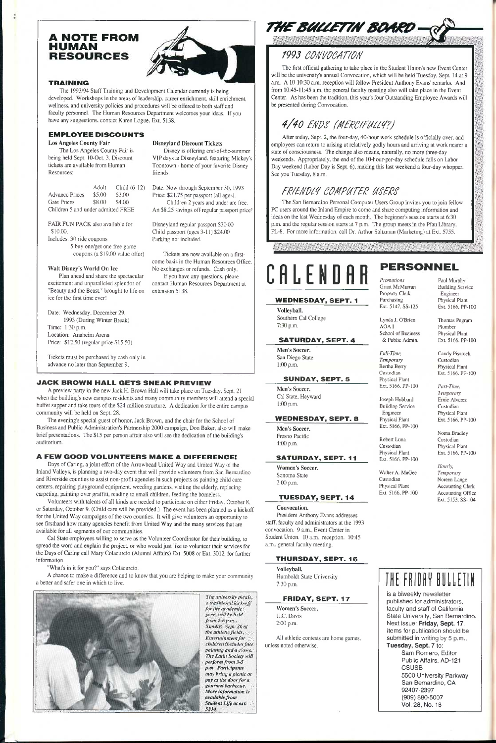# A NOTE FROM HUMAN RESOURCES

### TRAINING

The 1993/94 Staff Training and Development Calendar currently is being developed. Workshops in the areas of leadership, career enrichment, skill enrichment, wellness, and university policies and procedures will be offered to both staff and faculty personnel. The Human Resources Department welcomes your ideas. If you have any suggestions, contact Karen Logue, Ext. 5138.

### EMPLOYEE DISCOUNTS

**Los Angeles County Fair**

The Los Angeles County Fair is being held Sept. 10-Oct. 3. Discount tickets are available from Human Resources:

| | Adult | Child (6-12) |
|---|---|---|
| Advance Prices | $5.00 | $3.00 |
| Gate Prices | $8.00 | $4.00 |

Children 5 and under admitted FREE

FAIR FUN PACK also available for $10.00.
Includes: 30 ride coupons
5 buy one/get one free game coupons (a $19.00 value offer)

**Walt Disney's World On Ice**

Plan ahead and share the spectacular excitement and unparalleled splendor of "Beauty and the Beast," brought to life on ice for the first time ever!

Date: Wednesday, December 29, 1993 (During Winter Break)
Time: 1:30 p.m.
Location: Anaheim Arena
Price: $12.50 (regular price $15.50)

Tickets must be purchased by cash only in advance no later than September 9.

**Disneyland Discount Tickets**

Disney is offering end-of-the-summer VIP days at Disneyland, featuring Mickey's Toontown - home of your favorite Disney friends.

Date: Now through September 30, 1993
Price: $21.75 per passport (all ages).
Children 2 years and under are free.
An $8.25 savings off regular passport price!

Disneyland regular passport $30.00
Child passport (ages 3-11) $24.00
Parking not included.

Tickets are now available on a first-come basis in the Human Resources Office. No exchanges or refunds. Cash only.

If you have any questions, please contact Human Resources Department at extension 5138.

### JACK BROWN HALL GETS SNEAK PREVIEW

A preview party in the new Jack H. Brown Hall will take place on Tuesday, Sept. 21 when the building's new campus residents and many community members will attend a special buffet supper and take tours of the $24 million structure. A dedication for the entire campus community will be held on Sept. 28.

The evening's special guest of honor, Jack Brown, and the chair for the School of Business and Public Administration's Partnership 2000 campaign, Don Baker, also will make brief presentations. The $15 per person affair also will see the dedication of the building's auditorium.

### A FEW GOOD VOLUNTEERS MAKE A DIFFERENCE!

Days of Caring, a joint effort of the Arrowhead United Way and United Way of the Inland Valleys, is planning a two-day event that will provide volunteers from San Bernardino and Riverside counties to assist non-profit agencies in such projects as painting child care centers, repairing playground equipment, weeding gardens, visiting the elderly, replacing carpeting, painting over graffiti, reading to small children, feeding the homeless.

Volunteers with talents of all kinds are needed to participate on either Friday, October 8, or Saturday, October 9. (Child care will be provided.) The event has been planned as a kickoff for the United Way campaigns of the two counties. It will give volunteers an opportunity to see firsthand how many agencies benefit from United Way and the many services that are available for all segments of our communities.

Cal State employees willing to serve as the Volunteer Coordinator for their building, to spread the word and explain the project, or who would just like to volunteer their services for the Days of Caring call Mary Colacurcio (Alumni Affairs) Ext. 5008 or Ext. 3012, for further information.

"What's in it for you?" says Colacurcio.

A chance to make a difference and to know that you are helping to make your community a better and safer one in which to live.

*The university picnic, a traditional kick-off for the academic year, will be held from 2-6 p.m., Sunday, Sept. 26 at the athletic fields. Entertainment for children includes face painting and a clown. The Latin Society will perform from 3-5 p.m. Participants may bring a picnic or pay at the door for a gourmet barbecue. More information is available from Student Life at ext. 5234.*

# THE BULLETIN BOARD

## 1993 CONVOCATION

The first official gathering to take place in the Student Union's new Event Center will be the university's annual Convocation, which will be held Tuesday, Sept. 14 at 9 a.m. A 10-10:30 a.m. reception will follow President Anthony Evans' remarks. And from 10:45-11:45 a.m. the general faculty meeting also will take place in the Event Center. As has been the tradition, this year's four Outstanding Employee Awards will be presented during Convocation.

## 4/40 ENDS (MERCIFULLY?)

After today, Sept. 2, the four-day, 40-hour work schedule is officially over, and employees can return to arising at relatively godly hours and arriving at work nearer a state of consciousness. The change also means, naturally, no more three-day weekends. Appropriately, the end of the 10-hour-per-day schedule falls on Labor Day weekend (Labor Day is Sept. 6), making this last weekend a four-day whopper. See you Tuesday, 8 a.m.

## FRIENDLY COMPUTER USERS

The San Bernardino Personal Computer Users Group invites you to join fellow PC users around the Inland Empire to come and share computing information and ideas on the last Wednesday of each month. The beginner's session starts at 6:30 p.m. and the regular session starts at 7 p.m. The group meets in the Pfau Library, PL-8. For more information, call Dr. Arthur Saltzman (Marketing) at Ext. 5755.

# CALENDAR

### WEDNESDAY, SEPT. 1

**Volleyball.**
Southern Cal College
7:30 p.m.

### SATURDAY, SEPT. 4

**Men's Soccer.**
San Diego State
1:00 p.m.

### SUNDAY, SEPT. 5

**Men's Soccer.**
Cal State, Hayward
1:00 p.m.

### WEDNESDAY, SEPT. 8

**Men's Soccer.**
Fresno Pacific
4:00 p.m.

### SATURDAY, SEPT. 11

**Women's Soccer.**
Sonoma State
2:00 p.m.

### TUESDAY, SEPT. 14

**Convocation.**
President Anthony Evans addresses staff, faculty and administrators at the 1993 convocation. 9 a.m., Event Center in Student Union. 10 a.m., reception. 10:45 a.m., general faculty meeting.

### THURSDAY, SEPT. 16

**Volleyball.**
Humboldt State University
7:30 p.m.

### FRIDAY, SEPT. 17

**Women's Soccer.**
U.C. Davis
2:00 p.m.

All athletic contests are home games, unless noted otherwise.

# PERSONNEL

*Promotions*
Grant McMurran
Property Clerk
Purchasing
Ext. 5147, SS-125

Lynda J. O'Brien
AOA I
School of Business & Public Admin.

*Full-Time, Temporary*
Bertha Berry
Custodian
Physical Plant
Ext. 5166, PP-100

Joseph Hubbard
Building Service Engineer
Physical Plant
Ext. 5166, PP-100

Robert Luna
Custodian
Physical Plant
Ext. 5166, PP-100

Walter A. MaGee
Custodian
Physical Plant
Ext. 5166, PP-100

Paul Murphy
Building Service Engineer
Physical Plant
Ext. 5166, PP-100

Thomas Pegram
Plumber
Physical Plant
Ext. 5166, PP-100

Candy Pisarcek
Custodian
Physical Plant
Ext. 5166, PP-100

*Part-Time, Temporary*
Ernie Alvarez
Custodian
Physical Plant
Ext. 5166, PP-100

Noma Bradley
Custodian
Physical Plant
Ext. 5166, PP-100

*Hourly, Temporary*
Noreen Lange
Accounting Clerk
Accounting Office
Ext. 5153, SS-104

# THE FRIDAY BULLETIN

is a biweekly newsletter published for administrators, faculty and staff of California State University, San Bernardino. Next issue: **Friday, Sept. 17**. Items for publication should be submitted in writing by 5 p.m., **Tuesday, Sept. 7** to:

Sam Romero, Editor
Public Affairs, AD-121
CSUSB
5500 University Parkway
San Bernardino, CA
92407-2397
(909) 880-5007
Vol. 28, No. 18